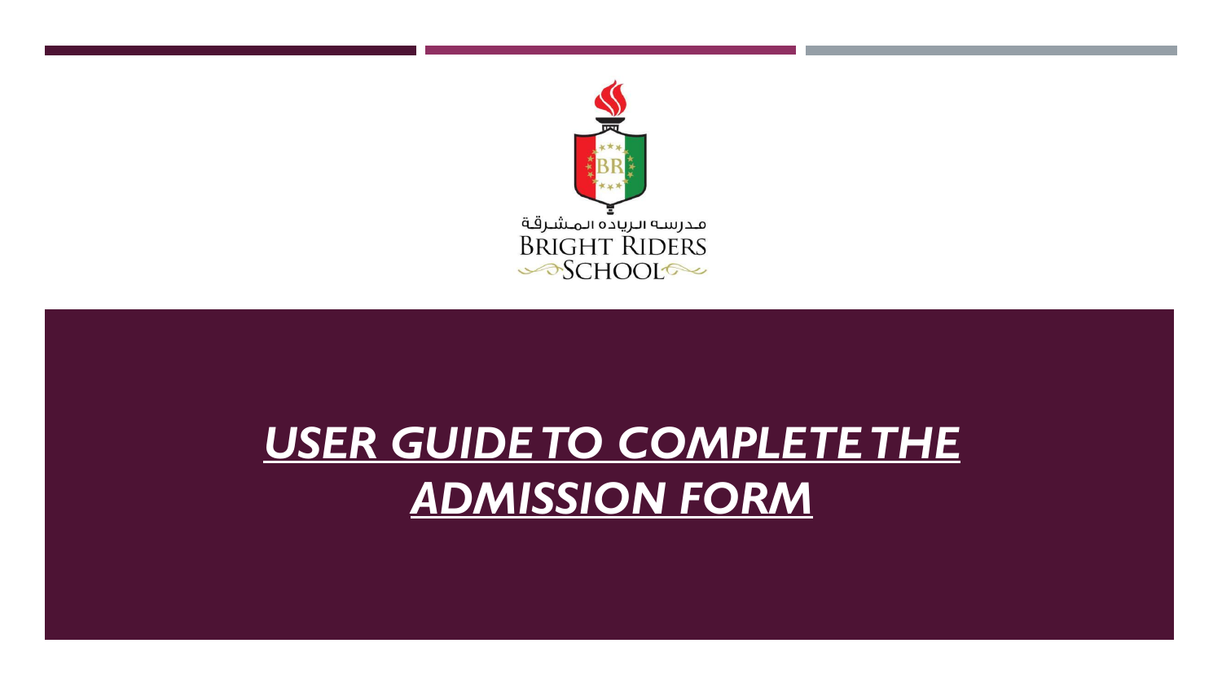مدرسه الرياده المشرقة
BRIGHT RIDERS
SCHOOL

# *USER GUIDE TO COMPLETE THE ADMISSION FORM*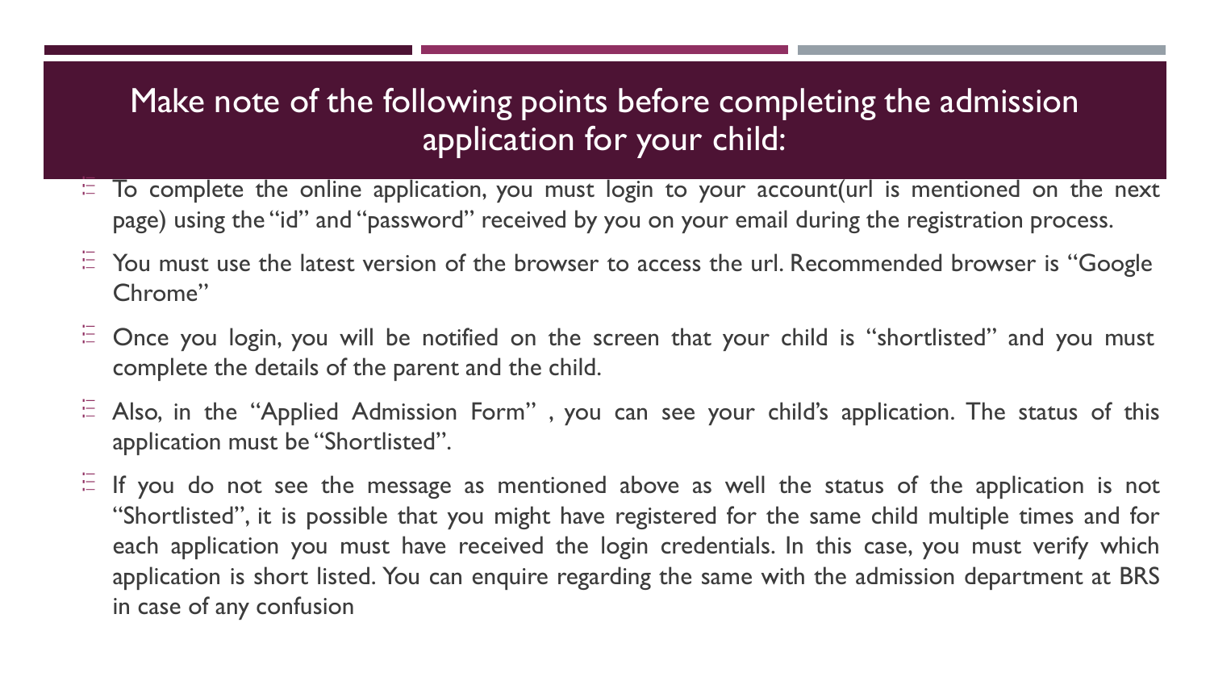# Make note of the following points before completing the admission application for your child:

- To complete the online application, you must login to your account(url is mentioned on the next page) using the "id" and "password" received by you on your email during the registration process.
- You must use the latest version of the browser to access the url. Recommended browser is "Google Chrome"
- Once you login, you will be notified on the screen that your child is "shortlisted" and you must complete the details of the parent and the child.
- Also, in the "Applied Admission Form" , you can see your child's application. The status of this application must be "Shortlisted".
- If you do not see the message as mentioned above as well the status of the application is not "Shortlisted", it is possible that you might have registered for the same child multiple times and for each application you must have received the login credentials. In this case, you must verify which application is short listed. You can enquire regarding the same with the admission department at BRS in case of any confusion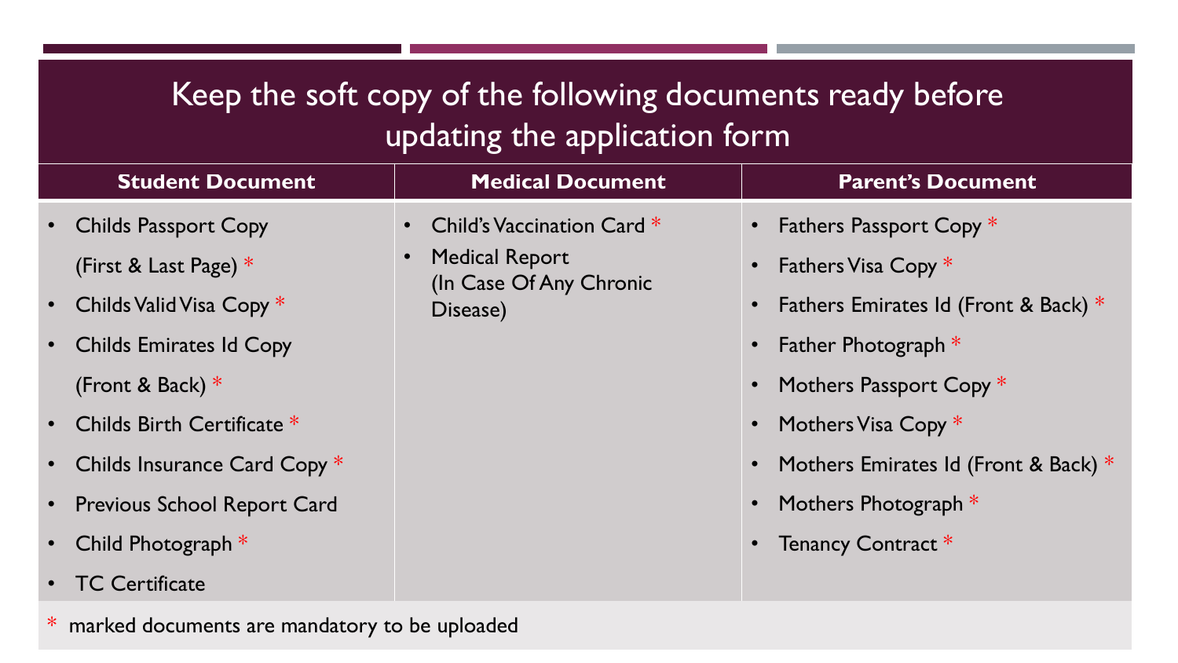# Keep the soft copy of the following documents ready before updating the application form

| Student Document | Medical Document | Parent's Document |
| --- | --- | --- |
| • Childs Passport Copy (First & Last Page) *<br>• Childs Valid Visa Copy *<br>• Childs Emirates Id Copy (Front & Back) *<br>• Childs Birth Certificate *<br>• Childs Insurance Card Copy *<br>• Previous School Report Card<br>• Child Photograph *<br>• TC Certificate | • Child's Vaccination Card *<br>• Medical Report (In Case Of Any Chronic Disease) | • Fathers Passport Copy *<br>• Fathers Visa Copy *<br>• Fathers Emirates Id (Front & Back) *<br>• Father Photograph *<br>• Mothers Passport Copy *<br>• Mothers Visa Copy *<br>• Mothers Emirates Id (Front & Back) *<br>• Mothers Photograph *<br>• Tenancy Contract * |

\* marked documents are mandatory to be uploaded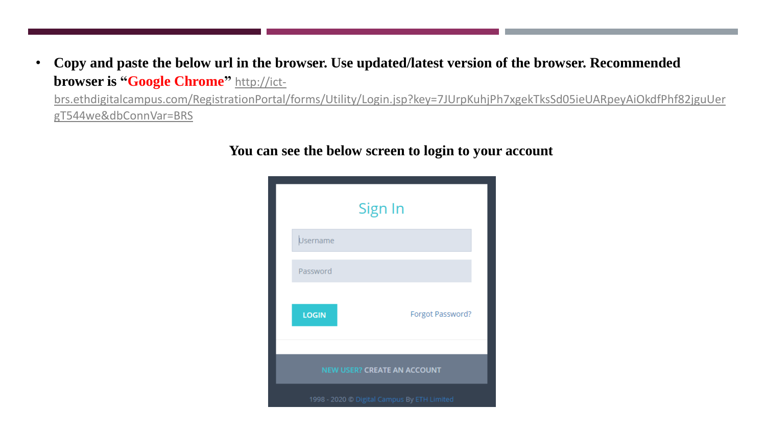- **Copy and paste the below url in the browser. Use updated/latest version of the browser. Recommended browser is "Google Chrome"** http://ict-brs.ethdigitalcampus.com/RegistrationPortal/forms/Utility/Login.jsp?key=7JUrpKuhjPh7xgekTksSd05ieUARpeyAiOkdfPhf82jguUergT544we&dbConnVar=BRS

**You can see the below screen to login to your account**

Sign In

Username

Password

LOGIN

Forgot Password?

NEW USER? CREATE AN ACCOUNT

1998 - 2020 © Digital Campus By ETH Limited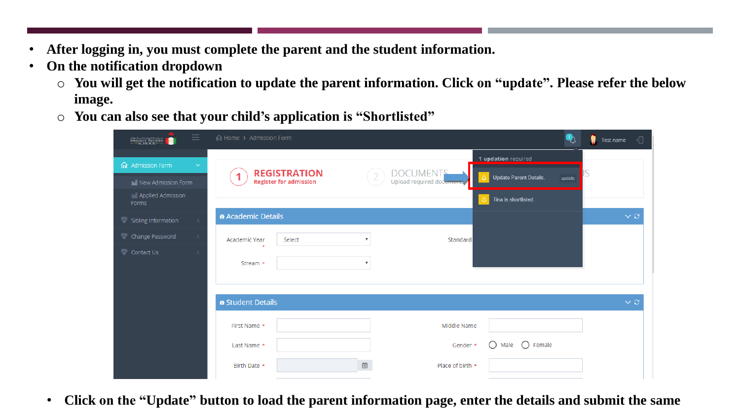- After logging in, you must complete the parent and the student information.
- On the notification dropdown
  - You will get the notification to update the parent information. Click on "update". Please refer the below image.
  - You can also see that your child's application is "Shortlisted"

- Click on the "Update" button to load the parent information page, enter the details and submit the same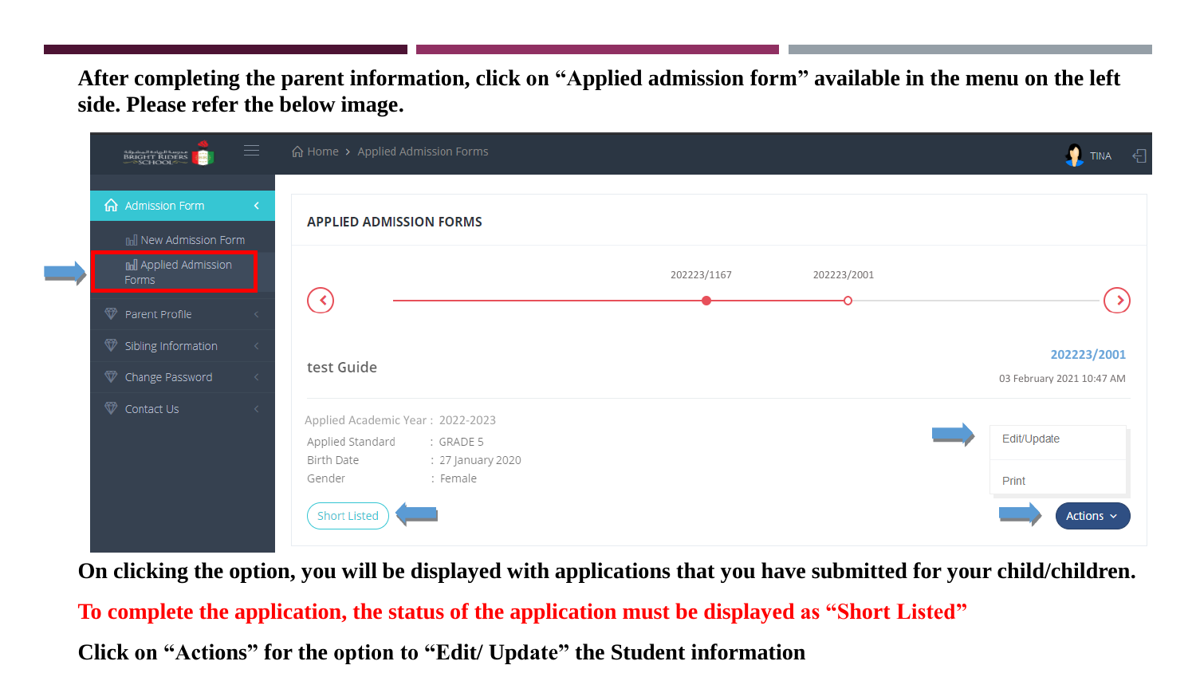**After completing the parent information, click on "Applied admission form" available in the menu on the left side. Please refer the below image.**

Home > Applied Admission Forms

TINA

- Admission Form
  - New Admission Form
  - Applied Admission Forms
- Parent Profile
- Sibling Information
- Change Password
- Contact Us

**APPLIED ADMISSION FORMS**

202223/1167 202223/2001

test Guide

202223/2001

03 February 2021 10:47 AM

| | | |
|---|---|---|
| Applied Academic Year | : | 2022-2023 |
| Applied Standard | : | GRADE 5 |
| Birth Date | : | 27 January 2020 |
| Gender | : | Female |

Short Listed

Edit/Update

Print

Actions

**On clicking the option, you will be displayed with applications that you have submitted for your child/children.**

**To complete the application, the status of the application must be displayed as "Short Listed"**

**Click on "Actions" for the option to "Edit/ Update" the Student information**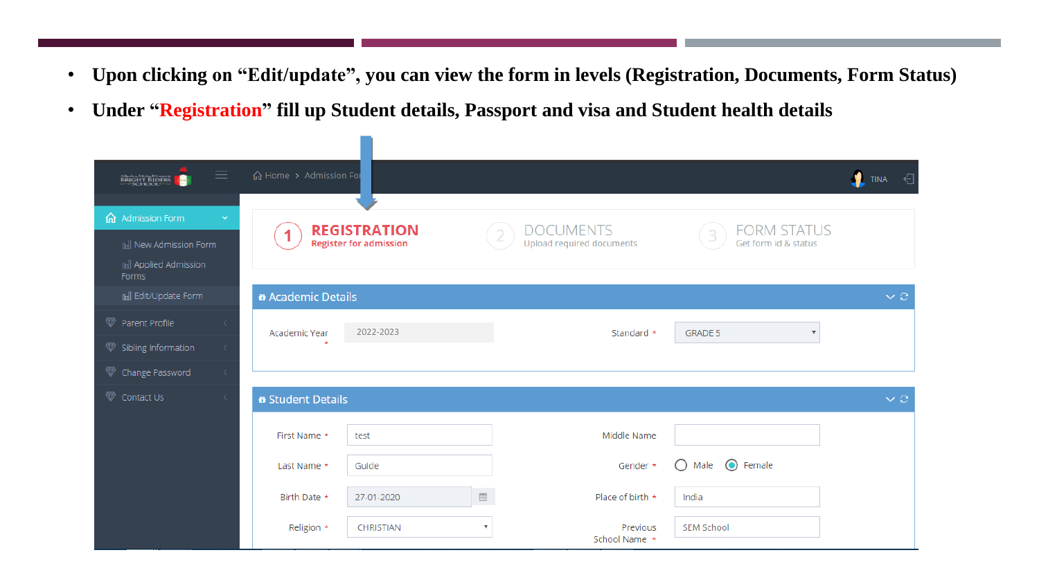- **Upon clicking on “Edit/update”, you can view the form in levels (Registration, Documents, Form Status)**
- **Under “Registration” fill up Student details, Passport and visa and Student health details**

Home > Admission Form

TINA

Admission Form

- New Admission Form
- Applied Admission Forms
- Edit/Update Form

Parent Profile

Sibling Information

Change Password

Contact Us

1 **REGISTRATION** Register for admission

2 DOCUMENTS Upload required documents

3 FORM STATUS Get form id & status

**Academic Details**

| Academic Year * | 2022-2023 | Standard * | GRADE 5 |
|---|---|---|---|

**Student Details**

| First Name * | test | Middle Name | |
|---|---|---|---|
| Last Name * | Guide | Gender * | ○ Male ◉ Female |
| Birth Date * | 27-01-2020 | Place of birth * | India |
| Religion * | CHRISTIAN | Previous School Name * | SEM School |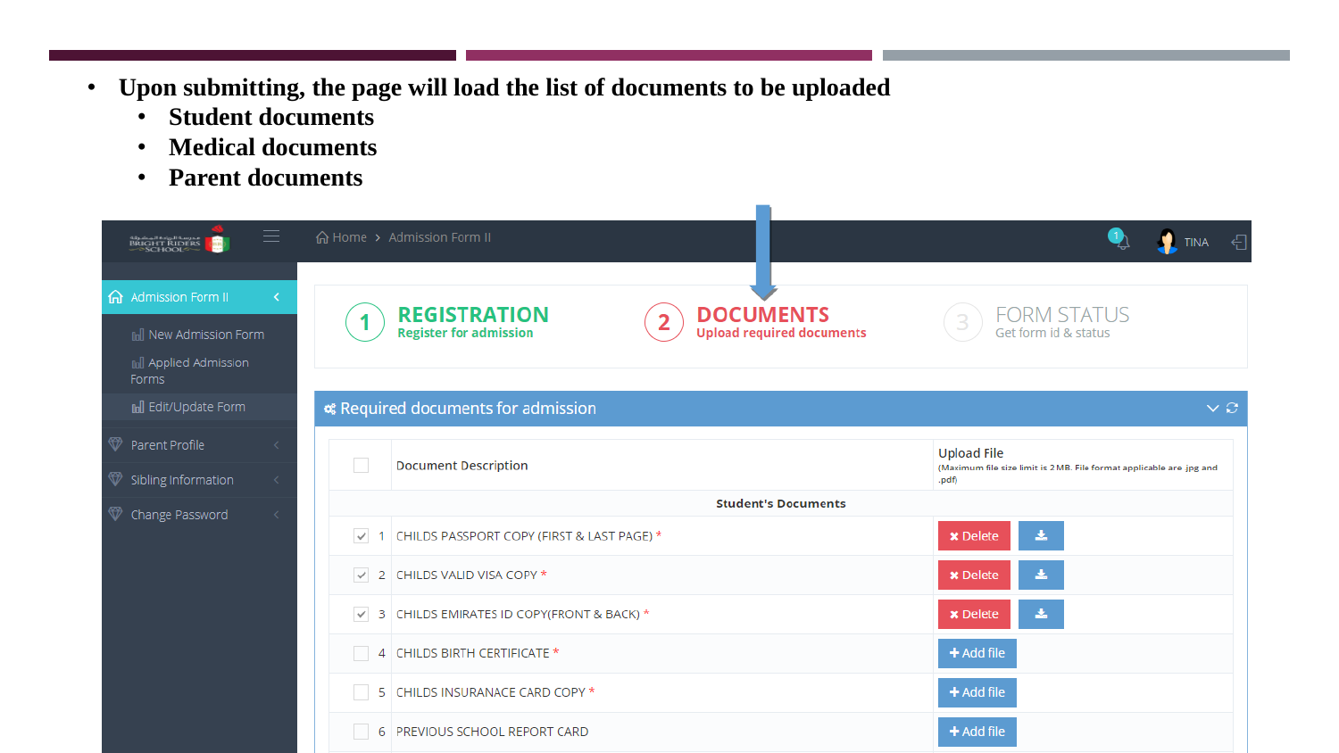- **Upon submitting, the page will load the list of documents to be uploaded**
  - **Student documents**
  - **Medical documents**
  - **Parent documents**

Home > Admission Form II

TINA

Admission Form II

- New Admission Form
- Applied Admission Forms
- Edit/Update Form

Parent Profile

Sibling Information

Change Password

1 **REGISTRATION** Register for admission

2 **DOCUMENTS** Upload required documents

3 FORM STATUS Get form id & status

Required documents for admission

| | | Document Description | Upload File (Maximum file size limit is 2 MB. File format applicable are .jpg and .pdf) |
|---|---|---|---|
| | | **Student's Documents** | |
| ☑ | 1 | CHILDS PASSPORT COPY (FIRST & LAST PAGE) * | Delete |
| ☑ | 2 | CHILDS VALID VISA COPY * | Delete |
| ☑ | 3 | CHILDS EMIRATES ID COPY(FRONT & BACK) * | Delete |
| ☐ | 4 | CHILDS BIRTH CERTIFICATE * | + Add file |
| ☐ | 5 | CHILDS INSURANACE CARD COPY * | + Add file |
| ☐ | 6 | PREVIOUS SCHOOL REPORT CARD | + Add file |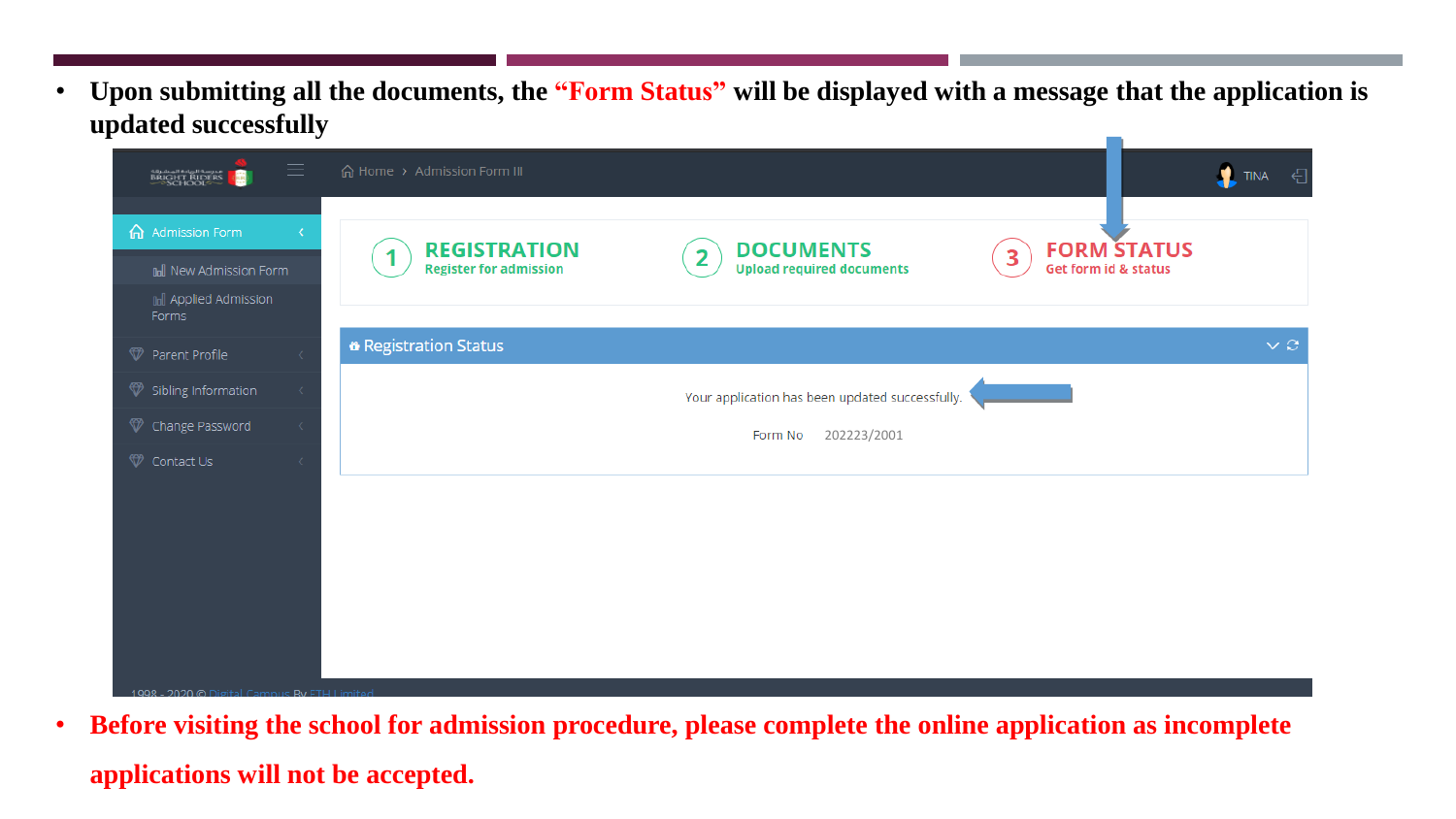- **Upon submitting all the documents, the "Form Status" will be displayed with a message that the application is updated successfully**

Home › Admission Form III

TINA

Admission Form

New Admission Form

Applied Admission Forms

Parent Profile

Sibling Information

Change Password

Contact Us

1 REGISTRATION
Register for admission

2 DOCUMENTS
Upload required documents

3 FORM STATUS
Get form id & status

Registration Status

Your application has been updated successfully.

Form No 202223/2001

1998 - 2020 © Digital Campus By ETH Limited

- **Before visiting the school for admission procedure, please complete the online application as incomplete applications will not be accepted.**